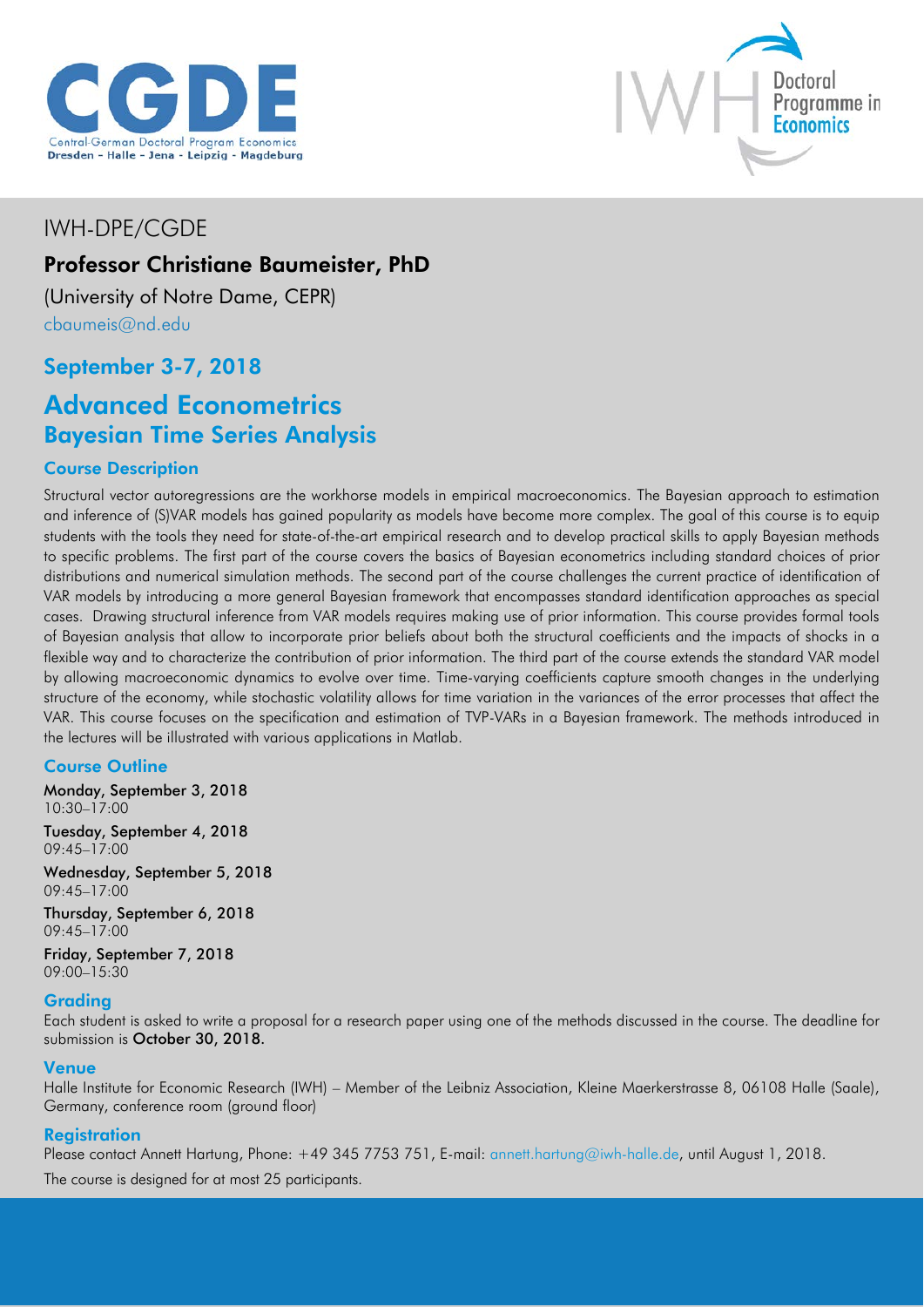CGDE

Central-German Doctoral Program Economics
Dresden - Halle - Jena - Leipzig - Magdeburg

IWH Doctoral Programme in Economics

IWH-DPE/CGDE

## Professor Christiane Baumeister, PhD

(University of Notre Dame, CEPR)

cbaumeis@nd.edu

## September 3-7, 2018

# Advanced Econometrics

## Bayesian Time Series Analysis

### Course Description

Structural vector autoregressions are the workhorse models in empirical macroeconomics. The Bayesian approach to estimation and inference of (S)VAR models has gained popularity as models have become more complex. The goal of this course is to equip students with the tools they need for state-of-the-art empirical research and to develop practical skills to apply Bayesian methods to specific problems. The first part of the course covers the basics of Bayesian econometrics including standard choices of prior distributions and numerical simulation methods. The second part of the course challenges the current practice of identification of VAR models by introducing a more general Bayesian framework that encompasses standard identification approaches as special cases. Drawing structural inference from VAR models requires making use of prior information. This course provides formal tools of Bayesian analysis that allow to incorporate prior beliefs about both the structural coefficients and the impacts of shocks in a flexible way and to characterize the contribution of prior information. The third part of the course extends the standard VAR model by allowing macroeconomic dynamics to evolve over time. Time-varying coefficients capture smooth changes in the underlying structure of the economy, while stochastic volatility allows for time variation in the variances of the error processes that affect the VAR. This course focuses on the specification and estimation of TVP-VARs in a Bayesian framework. The methods introduced in the lectures will be illustrated with various applications in Matlab.

### Course Outline

**Monday, September 3, 2018**
10:30–17:00

**Tuesday, September 4, 2018**
09:45–17:00

**Wednesday, September 5, 2018**
09:45–17:00

**Thursday, September 6, 2018**
09:45–17:00

**Friday, September 7, 2018**
09:00–15:30

### Grading

Each student is asked to write a proposal for a research paper using one of the methods discussed in the course. The deadline for submission is **October 30, 2018.**

### Venue

Halle Institute for Economic Research (IWH) – Member of the Leibniz Association, Kleine Maerkerstrasse 8, 06108 Halle (Saale), Germany, conference room (ground floor)

### Registration

Please contact Annett Hartung, Phone: +49 345 7753 751, E-mail: annett.hartung@iwh-halle.de, until August 1, 2018.

The course is designed for at most 25 participants.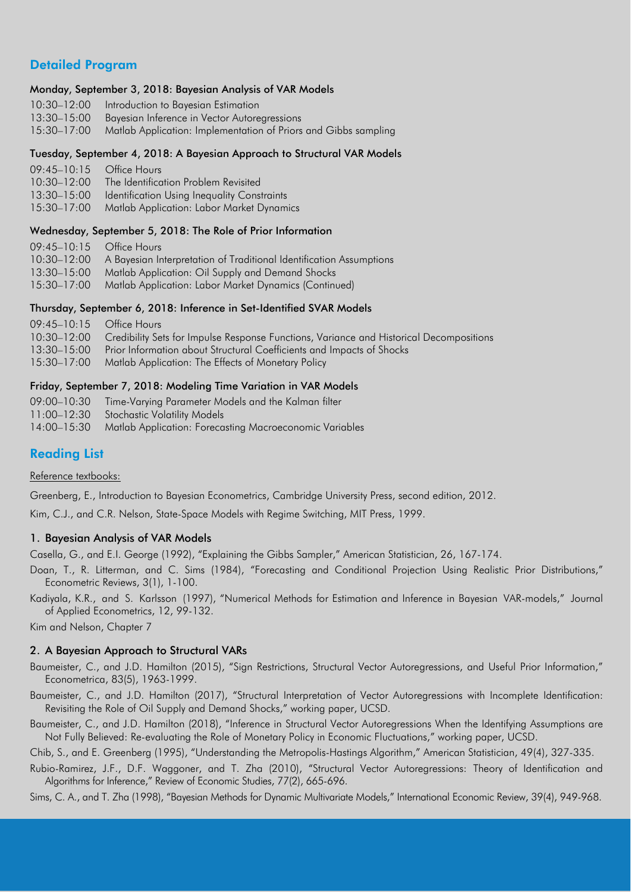## Detailed Program

### Monday, September 3, 2018: Bayesian Analysis of VAR Models

10:30–12:00 Introduction to Bayesian Estimation
13:30–15:00 Bayesian Inference in Vector Autoregressions
15:30–17:00 Matlab Application: Implementation of Priors and Gibbs sampling

### Tuesday, September 4, 2018: A Bayesian Approach to Structural VAR Models

09:45–10:15 Office Hours
10:30–12:00 The Identification Problem Revisited
13:30–15:00 Identification Using Inequality Constraints
15:30–17:00 Matlab Application: Labor Market Dynamics

### Wednesday, September 5, 2018: The Role of Prior Information

09:45–10:15 Office Hours
10:30–12:00 A Bayesian Interpretation of Traditional Identification Assumptions
13:30–15:00 Matlab Application: Oil Supply and Demand Shocks
15:30–17:00 Matlab Application: Labor Market Dynamics (Continued)

### Thursday, September 6, 2018: Inference in Set-Identified SVAR Models

09:45–10:15 Office Hours
10:30–12:00 Credibility Sets for Impulse Response Functions, Variance and Historical Decompositions
13:30–15:00 Prior Information about Structural Coefficients and Impacts of Shocks
15:30–17:00 Matlab Application: The Effects of Monetary Policy

### Friday, September 7, 2018: Modeling Time Variation in VAR Models

09:00–10:30 Time-Varying Parameter Models and the Kalman filter
11:00–12:30 Stochastic Volatility Models
14:00–15:30 Matlab Application: Forecasting Macroeconomic Variables

## Reading List

Reference textbooks:

Greenberg, E., Introduction to Bayesian Econometrics, Cambridge University Press, second edition, 2012.

Kim, C.J., and C.R. Nelson, State-Space Models with Regime Switching, MIT Press, 1999.

### 1. Bayesian Analysis of VAR Models

Casella, G., and E.I. George (1992), "Explaining the Gibbs Sampler," American Statistician, 26, 167-174.

Doan, T., R. Litterman, and C. Sims (1984), "Forecasting and Conditional Projection Using Realistic Prior Distributions," Econometric Reviews, 3(1), 1-100.

Kadiyala, K.R., and S. Karlsson (1997), "Numerical Methods for Estimation and Inference in Bayesian VAR-models," Journal of Applied Econometrics, 12, 99-132.

Kim and Nelson, Chapter 7

### 2. A Bayesian Approach to Structural VARs

Baumeister, C., and J.D. Hamilton (2015), "Sign Restrictions, Structural Vector Autoregressions, and Useful Prior Information," Econometrica, 83(5), 1963-1999.

Baumeister, C., and J.D. Hamilton (2017), "Structural Interpretation of Vector Autoregressions with Incomplete Identification: Revisiting the Role of Oil Supply and Demand Shocks," working paper, UCSD.

Baumeister, C., and J.D. Hamilton (2018), "Inference in Structural Vector Autoregressions When the Identifying Assumptions are Not Fully Believed: Re-evaluating the Role of Monetary Policy in Economic Fluctuations," working paper, UCSD.

Chib, S., and E. Greenberg (1995), "Understanding the Metropolis-Hastings Algorithm," American Statistician, 49(4), 327-335.

Rubio-Ramirez, J.F., D.F. Waggoner, and T. Zha (2010), "Structural Vector Autoregressions: Theory of Identification and Algorithms for Inference," Review of Economic Studies, 77(2), 665-696.

Sims, C. A., and T. Zha (1998), "Bayesian Methods for Dynamic Multivariate Models," International Economic Review, 39(4), 949-968.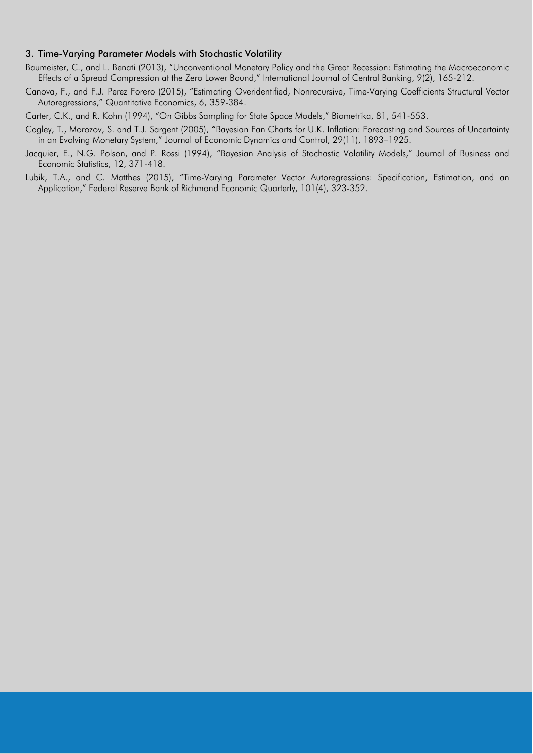### 3. Time-Varying Parameter Models with Stochastic Volatility

Baumeister, C., and L. Benati (2013), "Unconventional Monetary Policy and the Great Recession: Estimating the Macroeconomic Effects of a Spread Compression at the Zero Lower Bound," International Journal of Central Banking, 9(2), 165-212.

Canova, F., and F.J. Perez Forero (2015), "Estimating Overidentified, Nonrecursive, Time-Varying Coefficients Structural Vector Autoregressions," Quantitative Economics, 6, 359-384.

Carter, C.K., and R. Kohn (1994), "On Gibbs Sampling for State Space Models," Biometrika, 81, 541-553.

Cogley, T., Morozov, S. and T.J. Sargent (2005), "Bayesian Fan Charts for U.K. Inflation: Forecasting and Sources of Uncertainty in an Evolving Monetary System," Journal of Economic Dynamics and Control, 29(11), 1893–1925.

Jacquier, E., N.G. Polson, and P. Rossi (1994), "Bayesian Analysis of Stochastic Volatility Models," Journal of Business and Economic Statistics, 12, 371-418.

Lubik, T.A., and C. Matthes (2015), "Time-Varying Parameter Vector Autoregressions: Specification, Estimation, and an Application," Federal Reserve Bank of Richmond Economic Quarterly, 101(4), 323-352.